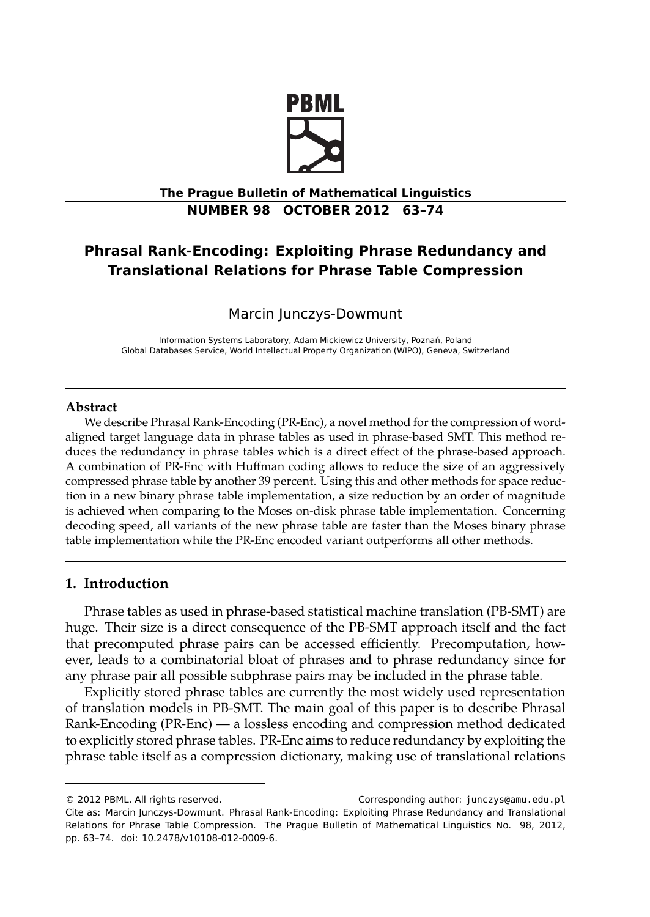# Phrasal Rank-Encoding: Exploiting Phrase Redundancy and Translational Relations for Phrase Table Compression

Marcin Junczys-Dowmunt

Information Systems Laboratory, Adam Mickiewicz University, Poznań, Poland
Global Databases Service, World Intellectual Property Organization (WIPO), Geneva, Switzerland

---

### Abstract

We describe Phrasal Rank-Encoding (PR-Enc), a novel method for the compression of word-aligned target language data in phrase tables as used in phrase-based SMT. This method reduces the redundancy in phrase tables which is a direct effect of the phrase-based approach. A combination of PR-Enc with Huffman coding allows to reduce the size of an aggressively compressed phrase table by another 39 percent. Using this and other methods for space reduction in a new binary phrase table implementation, a size reduction by an order of magnitude is achieved when comparing to the Moses on-disk phrase table implementation. Concerning decoding speed, all variants of the new phrase table are faster than the Moses binary phrase table implementation while the PR-Enc encoded variant outperforms all other methods.

---

## 1. Introduction

Phrase tables as used in phrase-based statistical machine translation (PB-SMT) are huge. Their size is a direct consequence of the PB-SMT approach itself and the fact that precomputed phrase pairs can be accessed efficiently. Precomputation, however, leads to a combinatorial bloat of phrases and to phrase redundancy since for any phrase pair all possible subphrase pairs may be included in the phrase table.

Explicitly stored phrase tables are currently the most widely used representation of translation models in PB-SMT. The main goal of this paper is to describe Phrasal Rank-Encoding (PR-Enc) — a lossless encoding and compression method dedicated to explicitly stored phrase tables. PR-Enc aims to reduce redundancy by exploiting the phrase table itself as a compression dictionary, making use of translational relations

---

© 2012 PBML. All rights reserved. Corresponding author: junczys@amu.edu.pl
Cite as: Marcin Junczys-Dowmunt. Phrasal Rank-Encoding: Exploiting Phrase Redundancy and Translational Relations for Phrase Table Compression. The Prague Bulletin of Mathematical Linguistics No. 98, 2012, pp. 63–74. doi: 10.2478/v10108-012-0009-6.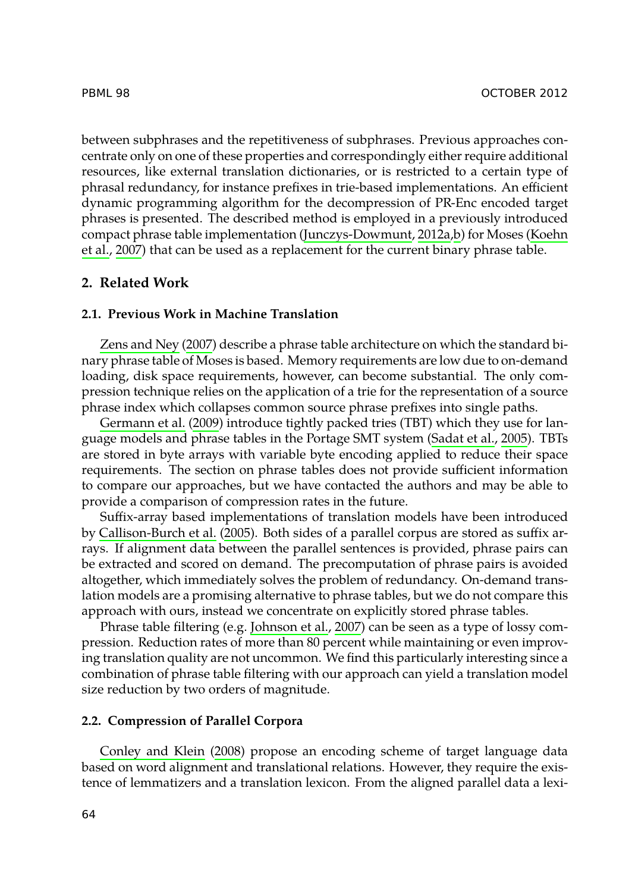between subphrases and the repetitiveness of subphrases. Previous approaches concentrate only on one of these properties and correspondingly either require additional resources, like external translation dictionaries, or is restricted to a certain type of phrasal redundancy, for instance prefixes in trie-based implementations. An efficient dynamic programming algorithm for the decompression of PR-Enc encoded target phrases is presented. The described method is employed in a previously introduced compact phrase table implementation (Junczys-Dowmunt, 2012a,b) for Moses (Koehn et al., 2007) that can be used as a replacement for the current binary phrase table.

## 2. Related Work

### 2.1. Previous Work in Machine Translation

Zens and Ney (2007) describe a phrase table architecture on which the standard binary phrase table of Moses is based. Memory requirements are low due to on-demand loading, disk space requirements, however, can become substantial. The only compression technique relies on the application of a trie for the representation of a source phrase index which collapses common source phrase prefixes into single paths.

Germann et al. (2009) introduce tightly packed tries (TBT) which they use for language models and phrase tables in the Portage SMT system (Sadat et al., 2005). TBTs are stored in byte arrays with variable byte encoding applied to reduce their space requirements. The section on phrase tables does not provide sufficient information to compare our approaches, but we have contacted the authors and may be able to provide a comparison of compression rates in the future.

Suffix-array based implementations of translation models have been introduced by Callison-Burch et al. (2005). Both sides of a parallel corpus are stored as suffix arrays. If alignment data between the parallel sentences is provided, phrase pairs can be extracted and scored on demand. The precomputation of phrase pairs is avoided altogether, which immediately solves the problem of redundancy. On-demand translation models are a promising alternative to phrase tables, but we do not compare this approach with ours, instead we concentrate on explicitly stored phrase tables.

Phrase table filtering (e.g. Johnson et al., 2007) can be seen as a type of lossy compression. Reduction rates of more than 80 percent while maintaining or even improving translation quality are not uncommon. We find this particularly interesting since a combination of phrase table filtering with our approach can yield a translation model size reduction by two orders of magnitude.

### 2.2. Compression of Parallel Corpora

Conley and Klein (2008) propose an encoding scheme of target language data based on word alignment and translational relations. However, they require the existence of lemmatizers and a translation lexicon. From the aligned parallel data a lexi-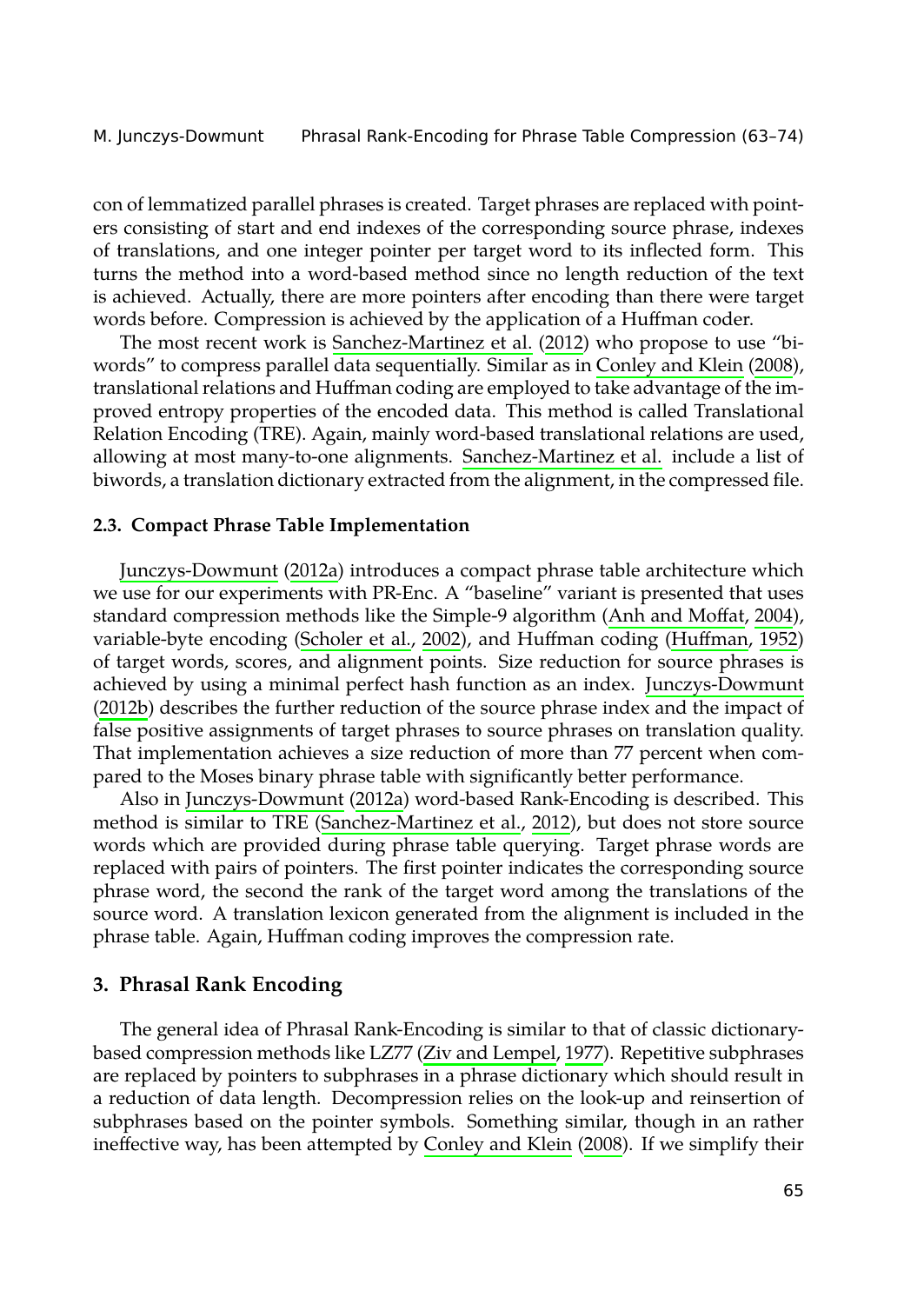con of lemmatized parallel phrases is created. Target phrases are replaced with pointers consisting of start and end indexes of the corresponding source phrase, indexes of translations, and one integer pointer per target word to its inflected form. This turns the method into a word-based method since no length reduction of the text is achieved. Actually, there are more pointers after encoding than there were target words before. Compression is achieved by the application of a Huffman coder.

The most recent work is Sanchez-Martinez et al. (2012) who propose to use "biwords" to compress parallel data sequentially. Similar as in Conley and Klein (2008), translational relations and Huffman coding are employed to take advantage of the improved entropy properties of the encoded data. This method is called Translational Relation Encoding (TRE). Again, mainly word-based translational relations are used, allowing at most many-to-one alignments. Sanchez-Martinez et al. include a list of biwords, a translation dictionary extracted from the alignment, in the compressed file.

### 2.3. Compact Phrase Table Implementation

Junczys-Dowmunt (2012a) introduces a compact phrase table architecture which we use for our experiments with PR-Enc. A "baseline" variant is presented that uses standard compression methods like the Simple-9 algorithm (Anh and Moffat, 2004), variable-byte encoding (Scholer et al., 2002), and Huffman coding (Huffman, 1952) of target words, scores, and alignment points. Size reduction for source phrases is achieved by using a minimal perfect hash function as an index. Junczys-Dowmunt (2012b) describes the further reduction of the source phrase index and the impact of false positive assignments of target phrases to source phrases on translation quality. That implementation achieves a size reduction of more than 77 percent when compared to the Moses binary phrase table with significantly better performance.

Also in Junczys-Dowmunt (2012a) word-based Rank-Encoding is described. This method is similar to TRE (Sanchez-Martinez et al., 2012), but does not store source words which are provided during phrase table querying. Target phrase words are replaced with pairs of pointers. The first pointer indicates the corresponding source phrase word, the second the rank of the target word among the translations of the source word. A translation lexicon generated from the alignment is included in the phrase table. Again, Huffman coding improves the compression rate.

## 3. Phrasal Rank Encoding

The general idea of Phrasal Rank-Encoding is similar to that of classic dictionary-based compression methods like LZ77 (Ziv and Lempel, 1977). Repetitive subphrases are replaced by pointers to subphrases in a phrase dictionary which should result in a reduction of data length. Decompression relies on the look-up and reinsertion of subphrases based on the pointer symbols. Something similar, though in an rather ineffective way, has been attempted by Conley and Klein (2008). If we simplify their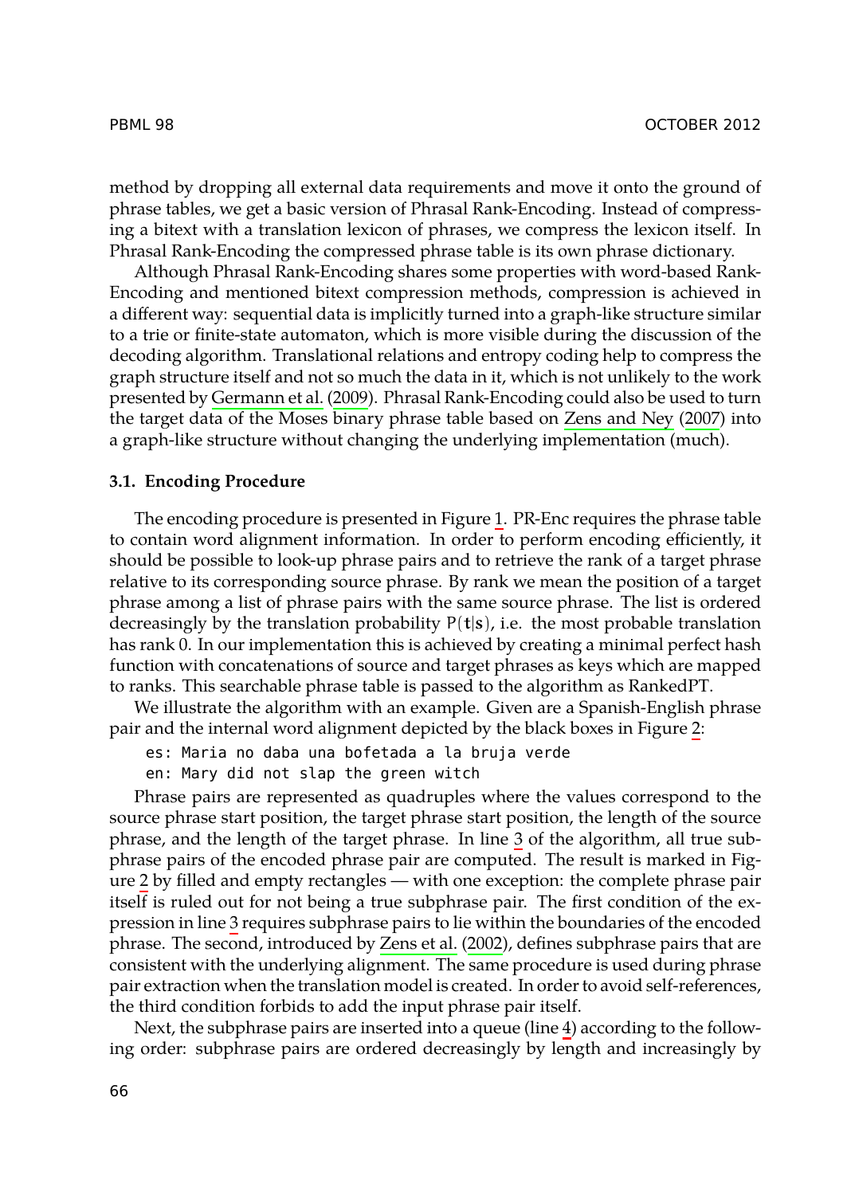method by dropping all external data requirements and move it onto the ground of phrase tables, we get a basic version of Phrasal Rank-Encoding. Instead of compressing a bitext with a translation lexicon of phrases, we compress the lexicon itself. In Phrasal Rank-Encoding the compressed phrase table is its own phrase dictionary.

Although Phrasal Rank-Encoding shares some properties with word-based Rank-Encoding and mentioned bitext compression methods, compression is achieved in a different way: sequential data is implicitly turned into a graph-like structure similar to a trie or finite-state automaton, which is more visible during the discussion of the decoding algorithm. Translational relations and entropy coding help to compress the graph structure itself and not so much the data in it, which is not unlikely to the work presented by Germann et al. (2009). Phrasal Rank-Encoding could also be used to turn the target data of the Moses binary phrase table based on Zens and Ney (2007) into a graph-like structure without changing the underlying implementation (much).

### 3.1. Encoding Procedure

The encoding procedure is presented in Figure 1. PR-Enc requires the phrase table to contain word alignment information. In order to perform encoding efficiently, it should be possible to look-up phrase pairs and to retrieve the rank of a target phrase relative to its corresponding source phrase. By rank we mean the position of a target phrase among a list of phrase pairs with the same source phrase. The list is ordered decreasingly by the translation probability $P(\mathbf{t}|\mathbf{s})$, i.e. the most probable translation has rank 0. In our implementation this is achieved by creating a minimal perfect hash function with concatenations of source and target phrases as keys which are mapped to ranks. This searchable phrase table is passed to the algorithm as RankedPT.

We illustrate the algorithm with an example. Given are a Spanish-English phrase pair and the internal word alignment depicted by the black boxes in Figure 2:

```
es: Maria no daba una bofetada a la bruja verde
en: Mary did not slap the green witch
```

Phrase pairs are represented as quadruples where the values correspond to the source phrase start position, the target phrase start position, the length of the source phrase, and the length of the target phrase. In line 3 of the algorithm, all true subphrase pairs of the encoded phrase pair are computed. The result is marked in Figure 2 by filled and empty rectangles — with one exception: the complete phrase pair itself is ruled out for not being a true subphrase pair. The first condition of the expression in line 3 requires subphrase pairs to lie within the boundaries of the encoded phrase. The second, introduced by Zens et al. (2002), defines subphrase pairs that are consistent with the underlying alignment. The same procedure is used during phrase pair extraction when the translation model is created. In order to avoid self-references, the third condition forbids to add the input phrase pair itself.

Next, the subphrase pairs are inserted into a queue (line 4) according to the following order: subphrase pairs are ordered decreasingly by length and increasingly by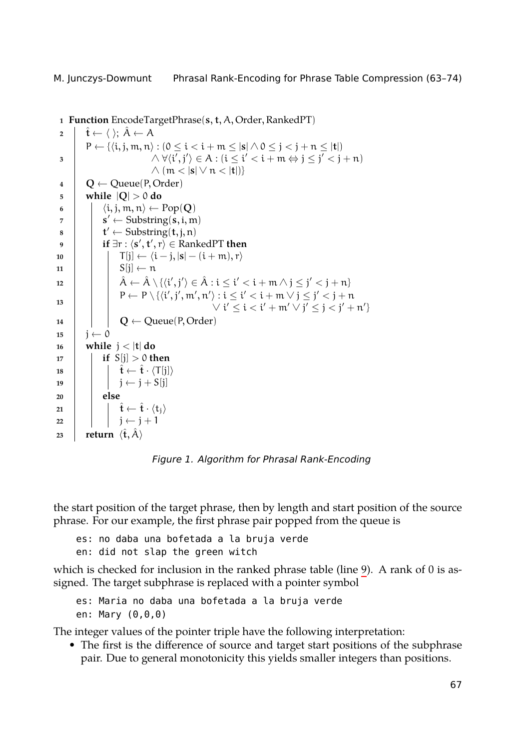```
1  Function EncodeTargetPhrase(s, t, A, Order, RankedPT)
2      t̂ ← ⟨ ⟩; Â ← A
3      P ← {⟨i, j, m, n⟩ : (0 ≤ i < i + m ≤ |s| ∧ 0 ≤ j < j + n ≤ |t|)
                  ∧ ∀⟨i′, j′⟩ ∈ A : (i ≤ i′ < i + m ⇔ j ≤ j′ < j + n)
                  ∧ (m < |s| ∨ n < |t|)}
4      Q ← Queue(P, Order)
5      while |Q| > 0 do
6          ⟨i, j, m, n⟩ ← Pop(Q)
7          s′ ← Substring(s, i, m)
8          t′ ← Substring(t, j, n)
9          if ∃r : ⟨s′, t′, r⟩ ∈ RankedPT then
10             T[j] ← ⟨i − j, |s| − (i + m), r⟩
11             S[j] ← n
12             Â ← Â \ {⟨i′, j′⟩ ∈ Â : i ≤ i′ < i + m ∧ j ≤ j′ < j + n}
13             P ← P \ {⟨i′, j′, m′, n′⟩ : i ≤ i′ < i + m ∨ j ≤ j′ < j + n
                                  ∨ i′ ≤ i < i′ + m′ ∨ j′ ≤ j < j′ + n′}
14             Q ← Queue(P, Order)
15     j ← 0
16     while j < |t| do
17         if S[j] > 0 then
18             t̂ ← t̂ · ⟨T[j]⟩
19             j ← j + S[j]
20         else
21             t̂ ← t̂ · ⟨t_j⟩
22             j ← j + 1
23     return ⟨t̂, Â⟩
```

*Figure 1. Algorithm for Phrasal Rank-Encoding*

the start position of the target phrase, then by length and start position of the source phrase. For our example, the first phrase pair popped from the queue is

```
es: no daba una bofetada a la bruja verde
en: did not slap the green witch
```

which is checked for inclusion in the ranked phrase table (line 9). A rank of 0 is assigned. The target subphrase is replaced with a pointer symbol

```
es: Maria no daba una bofetada a la bruja verde
en: Mary (0,0,0)
```

The integer values of the pointer triple have the following interpretation:

- The first is the difference of source and target start positions of the subphrase pair. Due to general monotonicity this yields smaller integers than positions.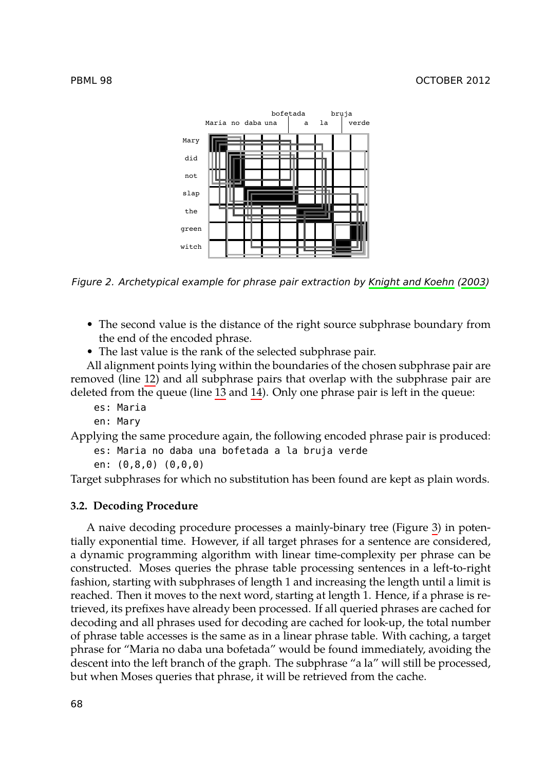Figure 2. Archetypical example for phrase pair extraction by Knight and Koehn (2003)

- The second value is the distance of the right source subphrase boundary from the end of the encoded phrase.
- The last value is the rank of the selected subphrase pair.

All alignment points lying within the boundaries of the chosen subphrase pair are removed (line 12) and all subphrase pairs that overlap with the subphrase pair are deleted from the queue (line 13 and 14). Only one phrase pair is left in the queue:

```
es: Maria
en: Mary
```

Applying the same procedure again, the following encoded phrase pair is produced:

```
es: Maria no daba una bofetada a la bruja verde
en: (0,8,0) (0,0,0)
```

Target subphrases for which no substitution has been found are kept as plain words.

### 3.2. Decoding Procedure

A naive decoding procedure processes a mainly-binary tree (Figure 3) in potentially exponential time. However, if all target phrases for a sentence are considered, a dynamic programming algorithm with linear time-complexity per phrase can be constructed. Moses queries the phrase table processing sentences in a left-to-right fashion, starting with subphrases of length 1 and increasing the length until a limit is reached. Then it moves to the next word, starting at length 1. Hence, if a phrase is retrieved, its prefixes have already been processed. If all queried phrases are cached for decoding and all phrases used for decoding are cached for look-up, the total number of phrase table accesses is the same as in a linear phrase table. With caching, a target phrase for "Maria no daba una bofetada" would be found immediately, avoiding the descent into the left branch of the graph. The subphrase "a la" will still be processed, but when Moses queries that phrase, it will be retrieved from the cache.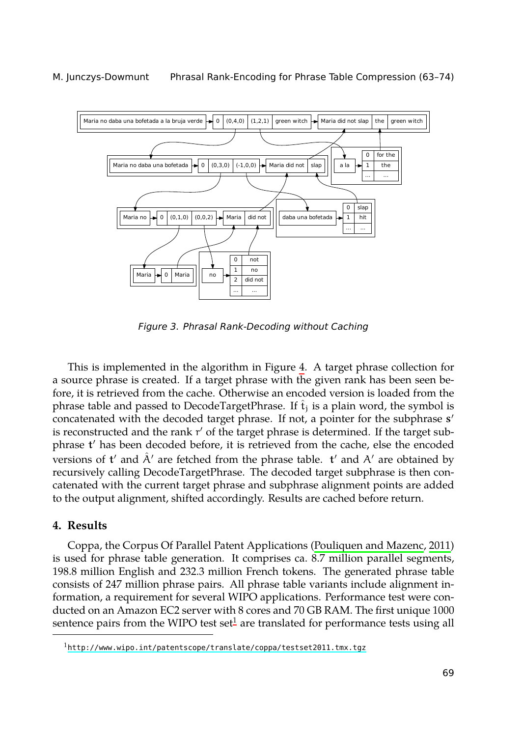Figure 3. Phrasal Rank-Decoding without Caching

This is implemented in the algorithm in Figure 4. A target phrase collection for a source phrase is created. If a target phrase with the given rank has been seen before, it is retrieved from the cache. Otherwise an encoded version is loaded from the phrase table and passed to DecodeTargetPhrase. If $\hat{t}_j$ is a plain word, the symbol is concatenated with the decoded target phrase. If not, a pointer for the subphrase $\mathbf{s}'$ is reconstructed and the rank $r'$ of the target phrase is determined. If the target subphrase $\mathbf{t}'$ has been decoded before, it is retrieved from the cache, else the encoded versions of $\mathbf{t}'$ and $\hat{A}'$ are fetched from the phrase table. $\mathbf{t}'$ and $A'$ are obtained by recursively calling DecodeTargetPhrase. The decoded target subphrase is then concatenated with the current target phrase and subphrase alignment points are added to the output alignment, shifted accordingly. Results are cached before return.

## 4. Results

Coppa, the Corpus Of Parallel Patent Applications (Pouliquen and Mazenc, 2011) is used for phrase table generation. It comprises ca. 8.7 million parallel segments, 198.8 million English and 232.3 million French tokens. The generated phrase table consists of 247 million phrase pairs. All phrase table variants include alignment information, a requirement for several WIPO applications. Performance test were conducted on an Amazon EC2 server with 8 cores and 70 GB RAM. The first unique 1000 sentence pairs from the WIPO test set[1] are translated for performance tests using all

[1] http://www.wipo.int/patentscope/translate/coppa/testset2011.tmx.tgz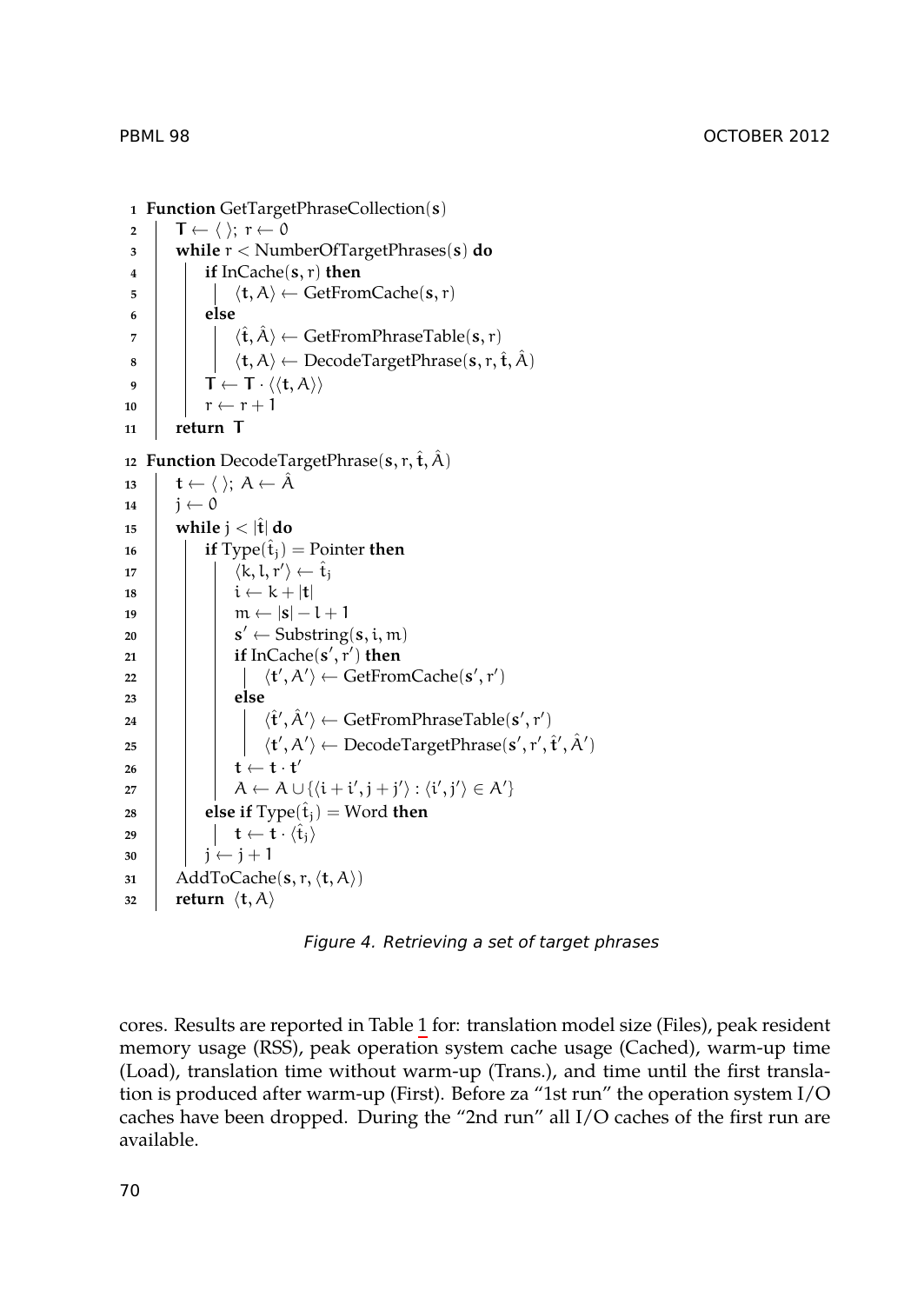```
1  Function GetTargetPhraseCollection(s)
2      T ← ⟨ ⟩; r ← 0
3      while r < NumberOfTargetPhrases(s) do
4          if InCache(s, r) then
5              ⟨t, A⟩ ← GetFromCache(s, r)
6          else
7              ⟨t̂, Â⟩ ← GetFromPhraseTable(s, r)
8              ⟨t, A⟩ ← DecodeTargetPhrase(s, r, t̂, Â)
9          T ← T · ⟨⟨t, A⟩⟩
10         r ← r + 1
11     return T

12 Function DecodeTargetPhrase(s, r, t̂, Â)
13     t ← ⟨ ⟩; A ← Â
14     j ← 0
15     while j < |t̂| do
16         if Type(t̂_j) = Pointer then
17             ⟨k, l, r′⟩ ← t̂_j
18             i ← k + |t|
19             m ← |s| − l + 1
20             s′ ← Substring(s, i, m)
21             if InCache(s′, r′) then
22                 ⟨t′, A′⟩ ← GetFromCache(s′, r′)
23             else
24                 ⟨t̂′, Â′⟩ ← GetFromPhraseTable(s′, r′)
25                 ⟨t′, A′⟩ ← DecodeTargetPhrase(s′, r′, t̂′, Â′)
26             t ← t · t′
27             A ← A ∪ {⟨i + i′, j + j′⟩ : ⟨i′, j′⟩ ∈ A′}
28         else if Type(t̂_j) = Word then
29             t ← t · ⟨t̂_j⟩
30         j ← j + 1
31     AddToCache(s, r, ⟨t, A⟩)
32     return ⟨t, A⟩
```

*Figure 4. Retrieving a set of target phrases*

cores. Results are reported in Table 1 for: translation model size (Files), peak resident memory usage (RSS), peak operation system cache usage (Cached), warm-up time (Load), translation time without warm-up (Trans.), and time until the first translation is produced after warm-up (First). Before za "1st run" the operation system I/O caches have been dropped. During the "2nd run" all I/O caches of the first run are available.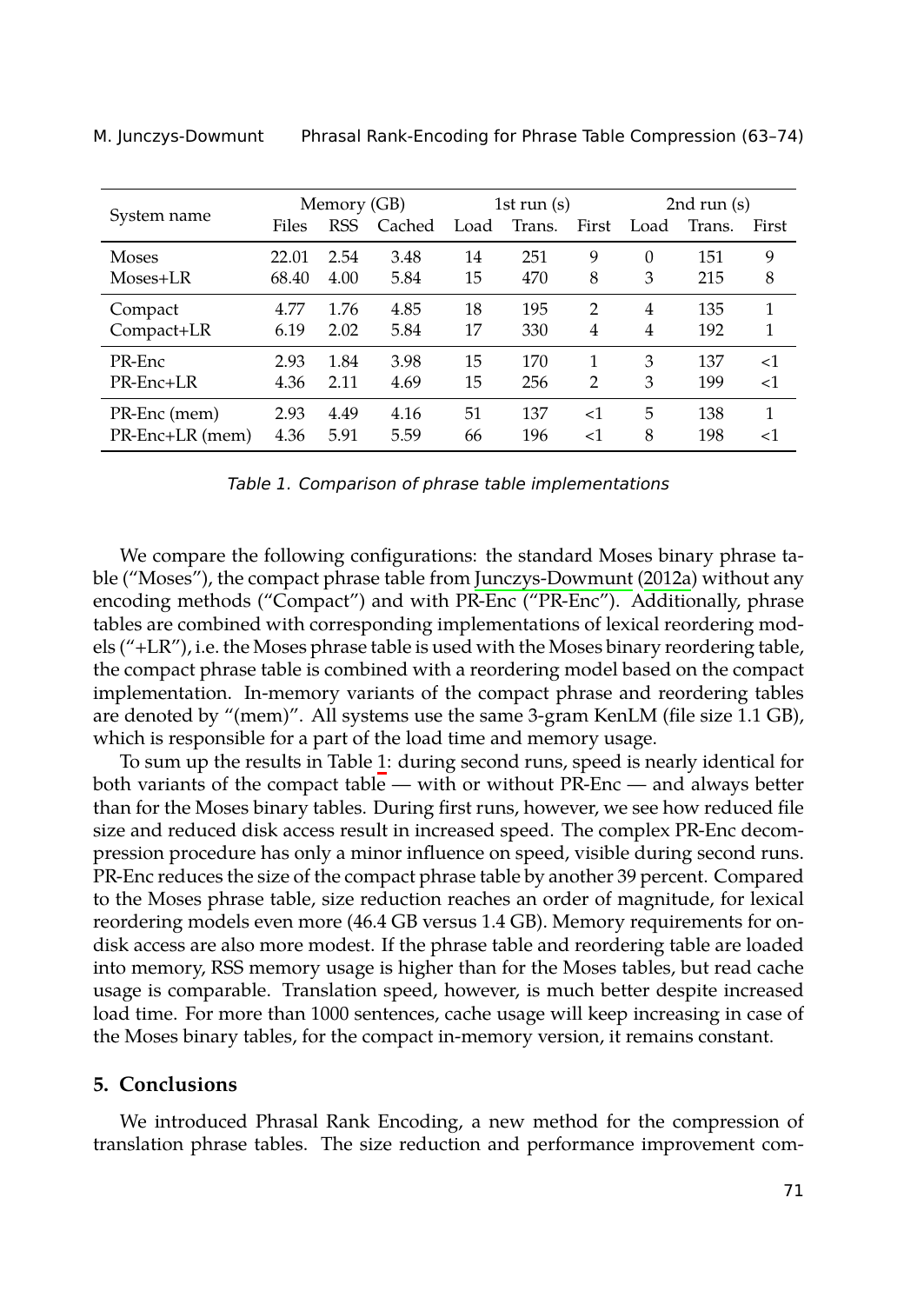| System name | Memory (GB) | | | 1st run (s) | | | 2nd run (s) | | |
|---|---|---|---|---|---|---|---|---|---|
| | Files | RSS | Cached | Load | Trans. | First | Load | Trans. | First |
| Moses | 22.01 | 2.54 | 3.48 | 14 | 251 | 9 | 0 | 151 | 9 |
| Moses+LR | 68.40 | 4.00 | 5.84 | 15 | 470 | 8 | 3 | 215 | 8 |
| Compact | 4.77 | 1.76 | 4.85 | 18 | 195 | 2 | 4 | 135 | 1 |
| Compact+LR | 6.19 | 2.02 | 5.84 | 17 | 330 | 4 | 4 | 192 | 1 |
| PR-Enc | 2.93 | 1.84 | 3.98 | 15 | 170 | 1 | 3 | 137 | <1 |
| PR-Enc+LR | 4.36 | 2.11 | 4.69 | 15 | 256 | 2 | 3 | 199 | <1 |
| PR-Enc (mem) | 2.93 | 4.49 | 4.16 | 51 | 137 | <1 | 5 | 138 | 1 |
| PR-Enc+LR (mem) | 4.36 | 5.91 | 5.59 | 66 | 196 | <1 | 8 | 198 | <1 |

*Table 1. Comparison of phrase table implementations*

We compare the following configurations: the standard Moses binary phrase table ("Moses"), the compact phrase table from Junczys-Dowmunt (2012a) without any encoding methods ("Compact") and with PR-Enc ("PR-Enc"). Additionally, phrase tables are combined with corresponding implementations of lexical reordering models ("+LR"), i.e. the Moses phrase table is used with the Moses binary reordering table, the compact phrase table is combined with a reordering model based on the compact implementation. In-memory variants of the compact phrase and reordering tables are denoted by "(mem)". All systems use the same 3-gram KenLM (file size 1.1 GB), which is responsible for a part of the load time and memory usage.

To sum up the results in Table 1: during second runs, speed is nearly identical for both variants of the compact table — with or without PR-Enc — and always better than for the Moses binary tables. During first runs, however, we see how reduced file size and reduced disk access result in increased speed. The complex PR-Enc decompression procedure has only a minor influence on speed, visible during second runs. PR-Enc reduces the size of the compact phrase table by another 39 percent. Compared to the Moses phrase table, size reduction reaches an order of magnitude, for lexical reordering models even more (46.4 GB versus 1.4 GB). Memory requirements for on-disk access are also more modest. If the phrase table and reordering table are loaded into memory, RSS memory usage is higher than for the Moses tables, but read cache usage is comparable. Translation speed, however, is much better despite increased load time. For more than 1000 sentences, cache usage will keep increasing in case of the Moses binary tables, for the compact in-memory version, it remains constant.

## 5. Conclusions

We introduced Phrasal Rank Encoding, a new method for the compression of translation phrase tables. The size reduction and performance improvement com-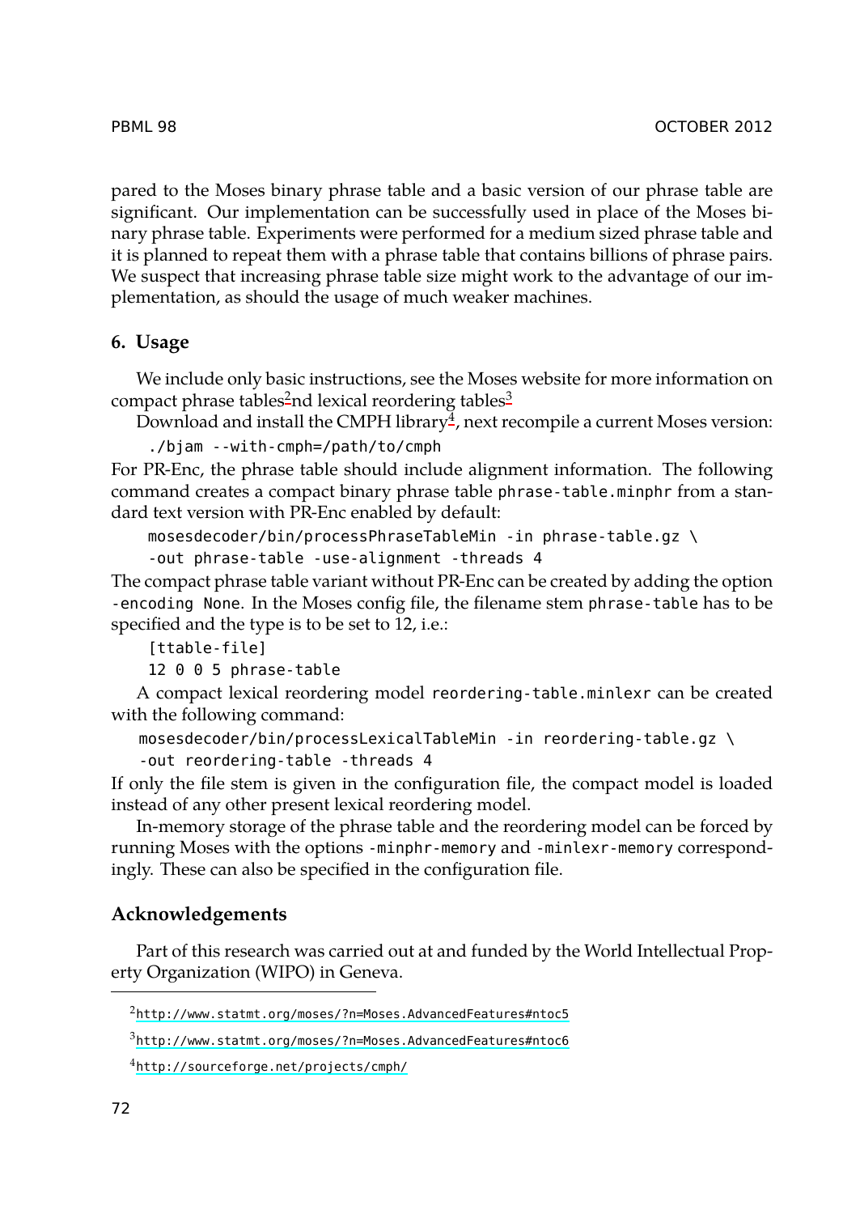pared to the Moses binary phrase table and a basic version of our phrase table are significant. Our implementation can be successfully used in place of the Moses binary phrase table. Experiments were performed for a medium sized phrase table and it is planned to repeat them with a phrase table that contains billions of phrase pairs. We suspect that increasing phrase table size might work to the advantage of our implementation, as should the usage of much weaker machines.

## 6. Usage

We include only basic instructions, see the Moses website for more information on compact phrase tables[2]nd lexical reordering tables[3]

Download and install the CMPH library[4], next recompile a current Moses version:

```
./bjam --with-cmph=/path/to/cmph
```

For PR-Enc, the phrase table should include alignment information. The following command creates a compact binary phrase table `phrase-table.minphr` from a standard text version with PR-Enc enabled by default:

```
mosesdecoder/bin/processPhraseTableMin -in phrase-table.gz \
-out phrase-table -use-alignment -threads 4
```

The compact phrase table variant without PR-Enc can be created by adding the option `-encoding None`. In the Moses config file, the filename stem `phrase-table` has to be specified and the type is to be set to 12, i.e.:

```
[ttable-file]
12 0 0 5 phrase-table
```

A compact lexical reordering model `reordering-table.minlexr` can be created with the following command:

```
mosesdecoder/bin/processLexicalTableMin -in reordering-table.gz \
-out reordering-table -threads 4
```

If only the file stem is given in the configuration file, the compact model is loaded instead of any other present lexical reordering model.

In-memory storage of the phrase table and the reordering model can be forced by running Moses with the options `-minphr-memory` and `-minlexr-memory` correspondingly. These can also be specified in the configuration file.

## Acknowledgements

Part of this research was carried out at and funded by the World Intellectual Property Organization (WIPO) in Geneva.

---

[2] http://www.statmt.org/moses/?n=Moses.AdvancedFeatures#ntoc5

[3] http://www.statmt.org/moses/?n=Moses.AdvancedFeatures#ntoc6

[4] http://sourceforge.net/projects/cmph/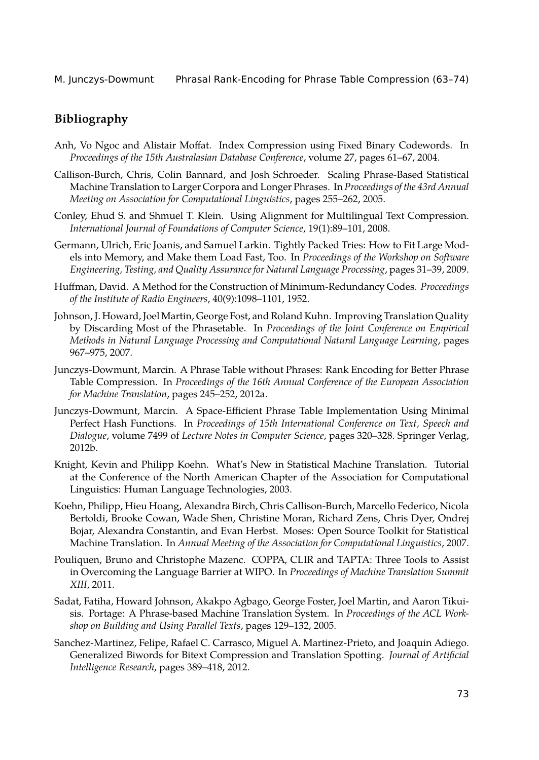## Bibliography

Anh, Vo Ngoc and Alistair Moffat. Index Compression using Fixed Binary Codewords. In *Proceedings of the 15th Australasian Database Conference*, volume 27, pages 61–67, 2004.

Callison-Burch, Chris, Colin Bannard, and Josh Schroeder. Scaling Phrase-Based Statistical Machine Translation to Larger Corpora and Longer Phrases. In *Proceedings of the 43rd Annual Meeting on Association for Computational Linguistics*, pages 255–262, 2005.

Conley, Ehud S. and Shmuel T. Klein. Using Alignment for Multilingual Text Compression. *International Journal of Foundations of Computer Science*, 19(1):89–101, 2008.

Germann, Ulrich, Eric Joanis, and Samuel Larkin. Tightly Packed Tries: How to Fit Large Models into Memory, and Make them Load Fast, Too. In *Proceedings of the Workshop on Software Engineering, Testing, and Quality Assurance for Natural Language Processing*, pages 31–39, 2009.

Huffman, David. A Method for the Construction of Minimum-Redundancy Codes. *Proceedings of the Institute of Radio Engineers*, 40(9):1098–1101, 1952.

Johnson, J. Howard, Joel Martin, George Fost, and Roland Kuhn. Improving Translation Quality by Discarding Most of the Phrasetable. In *Proceedings of the Joint Conference on Empirical Methods in Natural Language Processing and Computational Natural Language Learning*, pages 967–975, 2007.

Junczys-Dowmunt, Marcin. A Phrase Table without Phrases: Rank Encoding for Better Phrase Table Compression. In *Proceedings of the 16th Annual Conference of the European Association for Machine Translation*, pages 245–252, 2012a.

Junczys-Dowmunt, Marcin. A Space-Efficient Phrase Table Implementation Using Minimal Perfect Hash Functions. In *Proceedings of 15th International Conference on Text, Speech and Dialogue*, volume 7499 of *Lecture Notes in Computer Science*, pages 320–328. Springer Verlag, 2012b.

Knight, Kevin and Philipp Koehn. What's New in Statistical Machine Translation. Tutorial at the Conference of the North American Chapter of the Association for Computational Linguistics: Human Language Technologies, 2003.

Koehn, Philipp, Hieu Hoang, Alexandra Birch, Chris Callison-Burch, Marcello Federico, Nicola Bertoldi, Brooke Cowan, Wade Shen, Christine Moran, Richard Zens, Chris Dyer, Ondrej Bojar, Alexandra Constantin, and Evan Herbst. Moses: Open Source Toolkit for Statistical Machine Translation. In *Annual Meeting of the Association for Computational Linguistics*, 2007.

Pouliquen, Bruno and Christophe Mazenc. COPPA, CLIR and TAPTA: Three Tools to Assist in Overcoming the Language Barrier at WIPO. In *Proceedings of Machine Translation Summit XIII*, 2011.

Sadat, Fatiha, Howard Johnson, Akakpo Agbago, George Foster, Joel Martin, and Aaron Tikuisis. Portage: A Phrase-based Machine Translation System. In *Proceedings of the ACL Workshop on Building and Using Parallel Texts*, pages 129–132, 2005.

Sanchez-Martinez, Felipe, Rafael C. Carrasco, Miguel A. Martinez-Prieto, and Joaquin Adiego. Generalized Biwords for Bitext Compression and Translation Spotting. *Journal of Artificial Intelligence Research*, pages 389–418, 2012.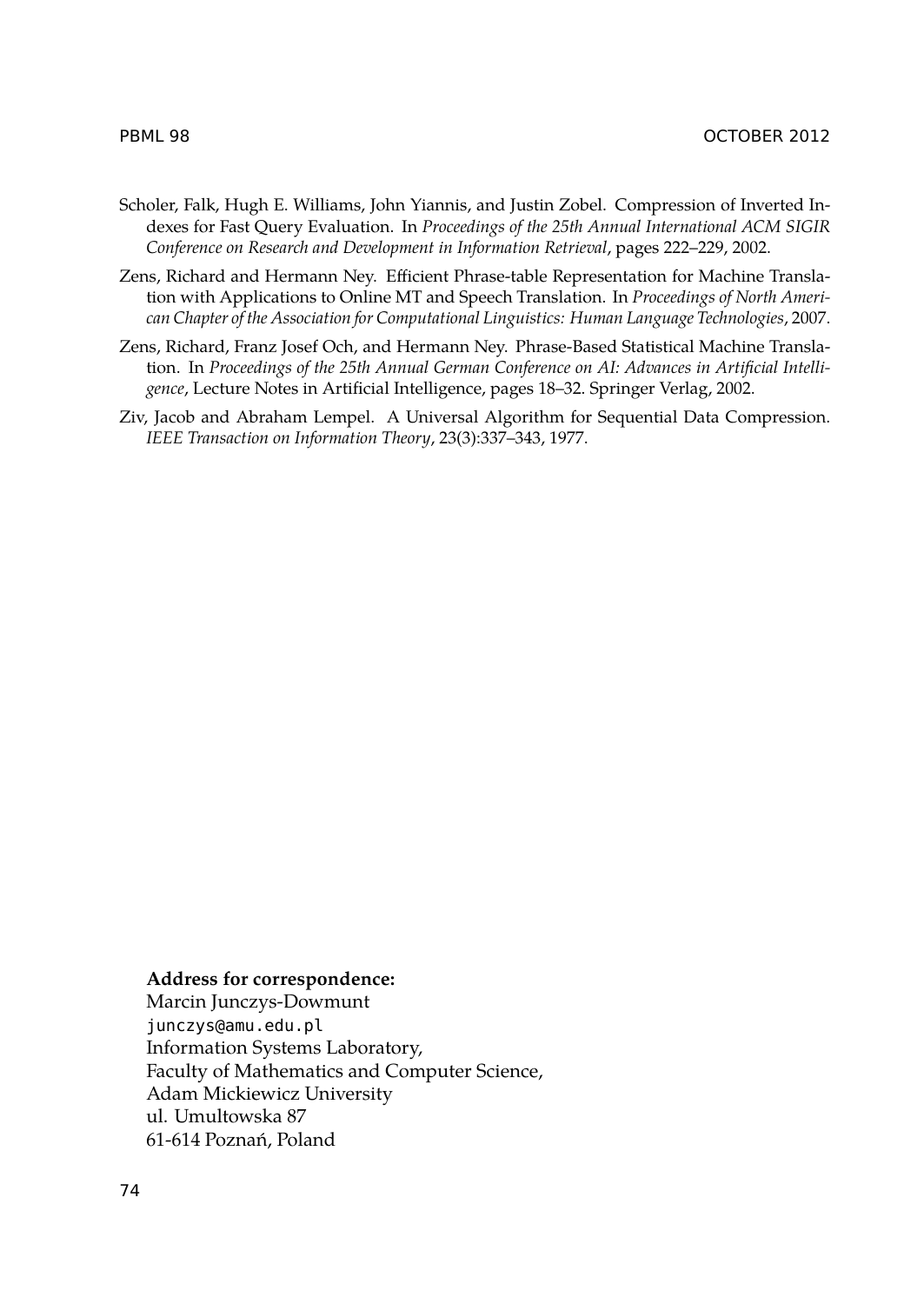Scholer, Falk, Hugh E. Williams, John Yiannis, and Justin Zobel. Compression of Inverted Indexes for Fast Query Evaluation. In *Proceedings of the 25th Annual International ACM SIGIR Conference on Research and Development in Information Retrieval*, pages 222–229, 2002.

Zens, Richard and Hermann Ney. Efficient Phrase-table Representation for Machine Translation with Applications to Online MT and Speech Translation. In *Proceedings of North American Chapter of the Association for Computational Linguistics: Human Language Technologies*, 2007.

Zens, Richard, Franz Josef Och, and Hermann Ney. Phrase-Based Statistical Machine Translation. In *Proceedings of the 25th Annual German Conference on AI: Advances in Artificial Intelligence*, Lecture Notes in Artificial Intelligence, pages 18–32. Springer Verlag, 2002.

Ziv, Jacob and Abraham Lempel. A Universal Algorithm for Sequential Data Compression. *IEEE Transaction on Information Theory*, 23(3):337–343, 1977.

**Address for correspondence:**
Marcin Junczys-Dowmunt
junczys@amu.edu.pl
Information Systems Laboratory,
Faculty of Mathematics and Computer Science,
Adam Mickiewicz University
ul. Umultowska 87
61-614 Poznań, Poland